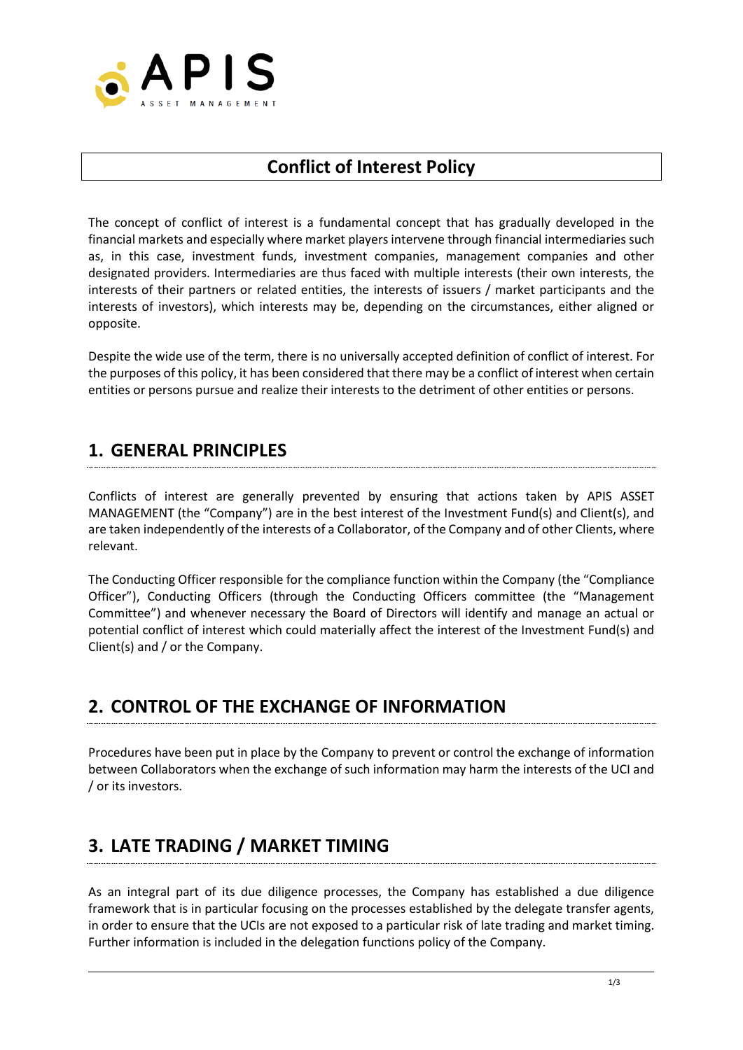# Conflict of Interest Policy

The concept of conflict of interest is a fundamental concept that has gradually developed in the financial markets and especially where market players intervene through financial intermediaries such as, in this case, investment funds, investment companies, management companies and other designated providers. Intermediaries are thus faced with multiple interests (their own interests, the interests of their partners or related entities, the interests of issuers / market participants and the interests of investors), which interests may be, depending on the circumstances, either aligned or opposite.

Despite the wide use of the term, there is no universally accepted definition of conflict of interest. For the purposes of this policy, it has been considered that there may be a conflict of interest when certain entities or persons pursue and realize their interests to the detriment of other entities or persons.

## 1. GENERAL PRINCIPLES

Conflicts of interest are generally prevented by ensuring that actions taken by APIS ASSET MANAGEMENT (the "Company") are in the best interest of the Investment Fund(s) and Client(s), and are taken independently of the interests of a Collaborator, of the Company and of other Clients, where relevant.

The Conducting Officer responsible for the compliance function within the Company (the "Compliance Officer"), Conducting Officers (through the Conducting Officers committee (the "Management Committee") and whenever necessary the Board of Directors will identify and manage an actual or potential conflict of interest which could materially affect the interest of the Investment Fund(s) and Client(s) and / or the Company.

## 2. CONTROL OF THE EXCHANGE OF INFORMATION

Procedures have been put in place by the Company to prevent or control the exchange of information between Collaborators when the exchange of such information may harm the interests of the UCI and / or its investors.

## 3. LATE TRADING / MARKET TIMING

As an integral part of its due diligence processes, the Company has established a due diligence framework that is in particular focusing on the processes established by the delegate transfer agents, in order to ensure that the UCIs are not exposed to a particular risk of late trading and market timing. Further information is included in the delegation functions policy of the Company.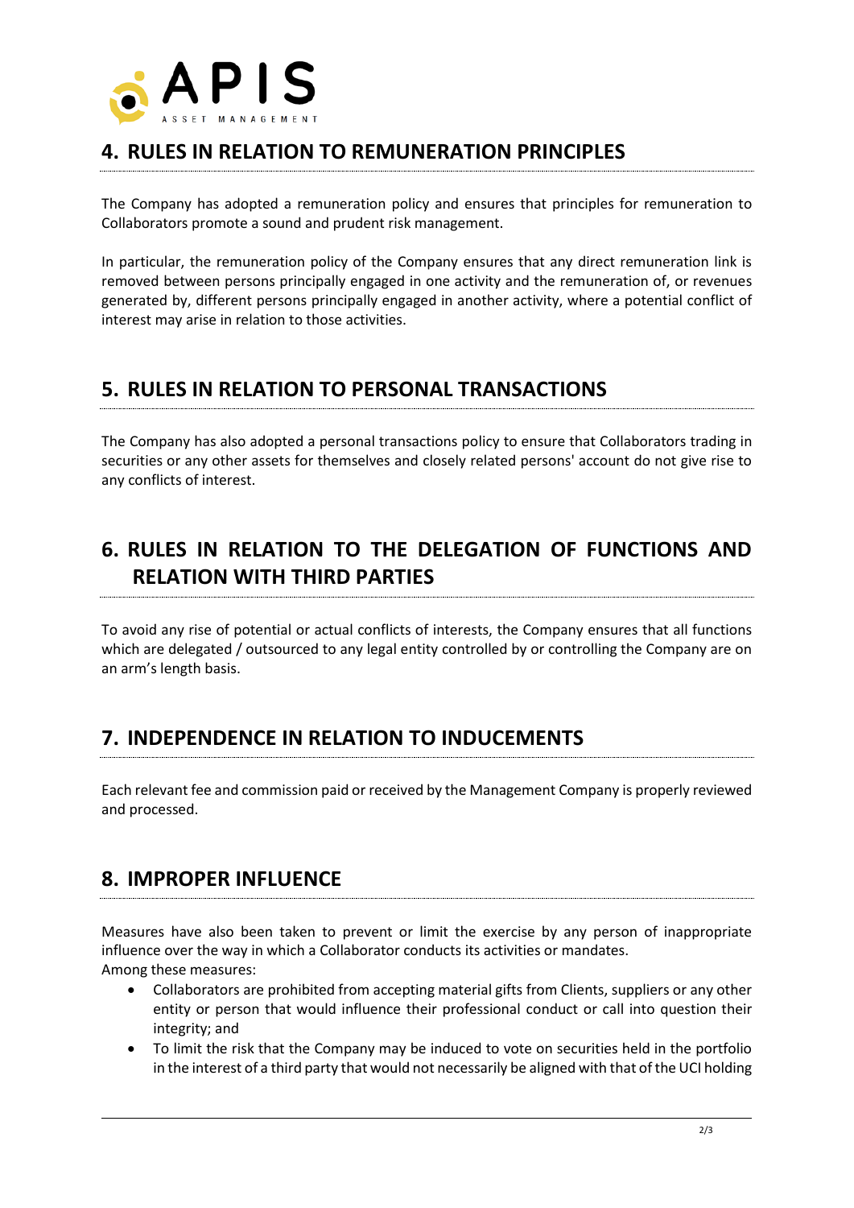## 4. RULES IN RELATION TO REMUNERATION PRINCIPLES

The Company has adopted a remuneration policy and ensures that principles for remuneration to Collaborators promote a sound and prudent risk management.

In particular, the remuneration policy of the Company ensures that any direct remuneration link is removed between persons principally engaged in one activity and the remuneration of, or revenues generated by, different persons principally engaged in another activity, where a potential conflict of interest may arise in relation to those activities.

## 5. RULES IN RELATION TO PERSONAL TRANSACTIONS

The Company has also adopted a personal transactions policy to ensure that Collaborators trading in securities or any other assets for themselves and closely related persons' account do not give rise to any conflicts of interest.

## 6. RULES IN RELATION TO THE DELEGATION OF FUNCTIONS AND RELATION WITH THIRD PARTIES

To avoid any rise of potential or actual conflicts of interests, the Company ensures that all functions which are delegated / outsourced to any legal entity controlled by or controlling the Company are on an arm's length basis.

## 7. INDEPENDENCE IN RELATION TO INDUCEMENTS

Each relevant fee and commission paid or received by the Management Company is properly reviewed and processed.

## 8. IMPROPER INFLUENCE

Measures have also been taken to prevent or limit the exercise by any person of inappropriate influence over the way in which a Collaborator conducts its activities or mandates.
Among these measures:

- Collaborators are prohibited from accepting material gifts from Clients, suppliers or any other entity or person that would influence their professional conduct or call into question their integrity; and
- To limit the risk that the Company may be induced to vote on securities held in the portfolio in the interest of a third party that would not necessarily be aligned with that of the UCI holding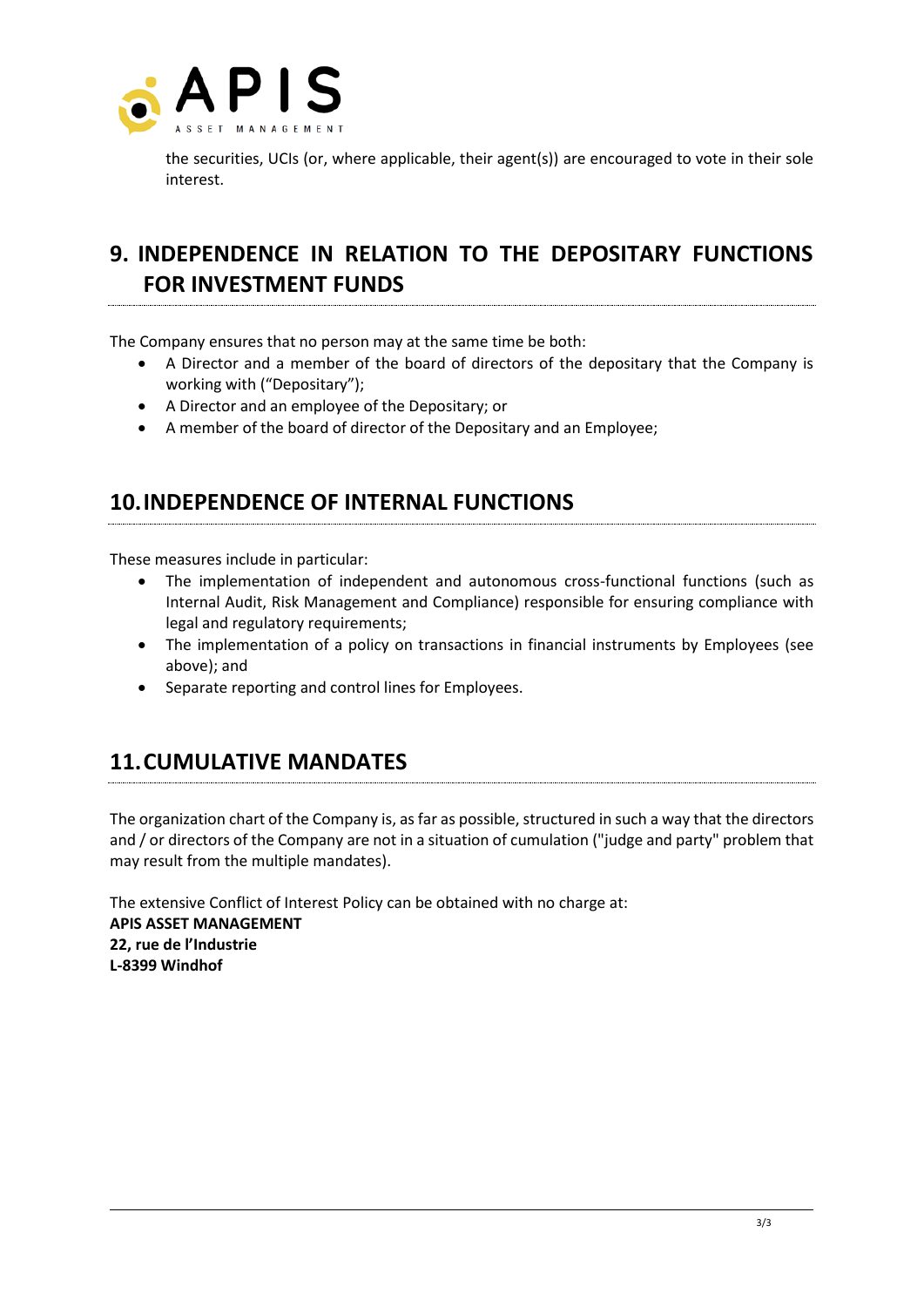the securities, UCIs (or, where applicable, their agent(s)) are encouraged to vote in their sole interest.

## 9. INDEPENDENCE IN RELATION TO THE DEPOSITARY FUNCTIONS FOR INVESTMENT FUNDS

The Company ensures that no person may at the same time be both:

- A Director and a member of the board of directors of the depositary that the Company is working with ("Depositary");
- A Director and an employee of the Depositary; or
- A member of the board of director of the Depositary and an Employee;

## 10. INDEPENDENCE OF INTERNAL FUNCTIONS

These measures include in particular:

- The implementation of independent and autonomous cross-functional functions (such as Internal Audit, Risk Management and Compliance) responsible for ensuring compliance with legal and regulatory requirements;
- The implementation of a policy on transactions in financial instruments by Employees (see above); and
- Separate reporting and control lines for Employees.

## 11. CUMULATIVE MANDATES

The organization chart of the Company is, as far as possible, structured in such a way that the directors and / or directors of the Company are not in a situation of cumulation ("judge and party" problem that may result from the multiple mandates).

The extensive Conflict of Interest Policy can be obtained with no charge at:
**APIS ASSET MANAGEMENT**
**22, rue de l'Industrie**
**L-8399 Windhof**